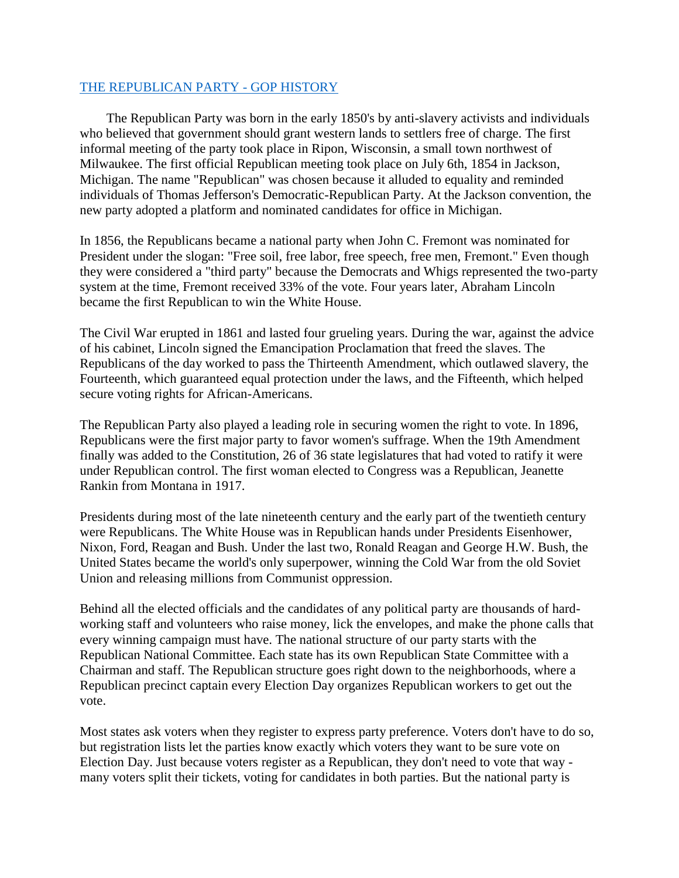# [THE REPUBLICAN PARTY - GOP HISTORY]

The Republican Party was born in the early 1850's by anti-slavery activists and individuals who believed that government should grant western lands to settlers free of charge. The first informal meeting of the party took place in Ripon, Wisconsin, a small town northwest of Milwaukee. The first official Republican meeting took place on July 6th, 1854 in Jackson, Michigan. The name "Republican" was chosen because it alluded to equality and reminded individuals of Thomas Jefferson's Democratic-Republican Party. At the Jackson convention, the new party adopted a platform and nominated candidates for office in Michigan.

In 1856, the Republicans became a national party when John C. Fremont was nominated for President under the slogan: "Free soil, free labor, free speech, free men, Fremont." Even though they were considered a "third party" because the Democrats and Whigs represented the two-party system at the time, Fremont received 33% of the vote. Four years later, Abraham Lincoln became the first Republican to win the White House.

The Civil War erupted in 1861 and lasted four grueling years. During the war, against the advice of his cabinet, Lincoln signed the Emancipation Proclamation that freed the slaves. The Republicans of the day worked to pass the Thirteenth Amendment, which outlawed slavery, the Fourteenth, which guaranteed equal protection under the laws, and the Fifteenth, which helped secure voting rights for African-Americans.

The Republican Party also played a leading role in securing women the right to vote. In 1896, Republicans were the first major party to favor women's suffrage. When the 19th Amendment finally was added to the Constitution, 26 of 36 state legislatures that had voted to ratify it were under Republican control. The first woman elected to Congress was a Republican, Jeanette Rankin from Montana in 1917.

Presidents during most of the late nineteenth century and the early part of the twentieth century were Republicans. The White House was in Republican hands under Presidents Eisenhower, Nixon, Ford, Reagan and Bush. Under the last two, Ronald Reagan and George H.W. Bush, the United States became the world's only superpower, winning the Cold War from the old Soviet Union and releasing millions from Communist oppression.

Behind all the elected officials and the candidates of any political party are thousands of hard-working staff and volunteers who raise money, lick the envelopes, and make the phone calls that every winning campaign must have. The national structure of our party starts with the Republican National Committee. Each state has its own Republican State Committee with a Chairman and staff. The Republican structure goes right down to the neighborhoods, where a Republican precinct captain every Election Day organizes Republican workers to get out the vote.

Most states ask voters when they register to express party preference. Voters don't have to do so, but registration lists let the parties know exactly which voters they want to be sure vote on Election Day. Just because voters register as a Republican, they don't need to vote that way - many voters split their tickets, voting for candidates in both parties. But the national party is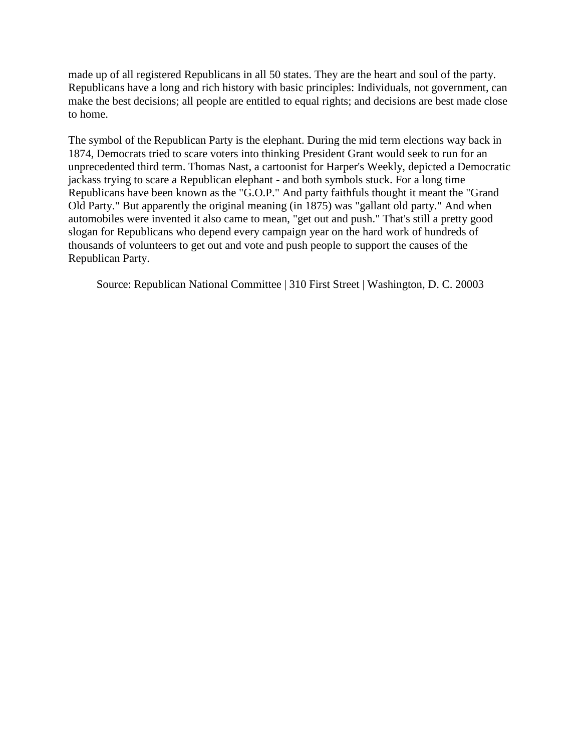made up of all registered Republicans in all 50 states. They are the heart and soul of the party. Republicans have a long and rich history with basic principles: Individuals, not government, can make the best decisions; all people are entitled to equal rights; and decisions are best made close to home.

The symbol of the Republican Party is the elephant. During the mid term elections way back in 1874, Democrats tried to scare voters into thinking President Grant would seek to run for an unprecedented third term. Thomas Nast, a cartoonist for Harper's Weekly, depicted a Democratic jackass trying to scare a Republican elephant - and both symbols stuck. For a long time Republicans have been known as the "G.O.P." And party faithfuls thought it meant the "Grand Old Party." But apparently the original meaning (in 1875) was "gallant old party." And when automobiles were invented it also came to mean, "get out and push." That's still a pretty good slogan for Republicans who depend every campaign year on the hard work of hundreds of thousands of volunteers to get out and vote and push people to support the causes of the Republican Party.

Source: Republican National Committee | 310 First Street | Washington, D. C. 20003